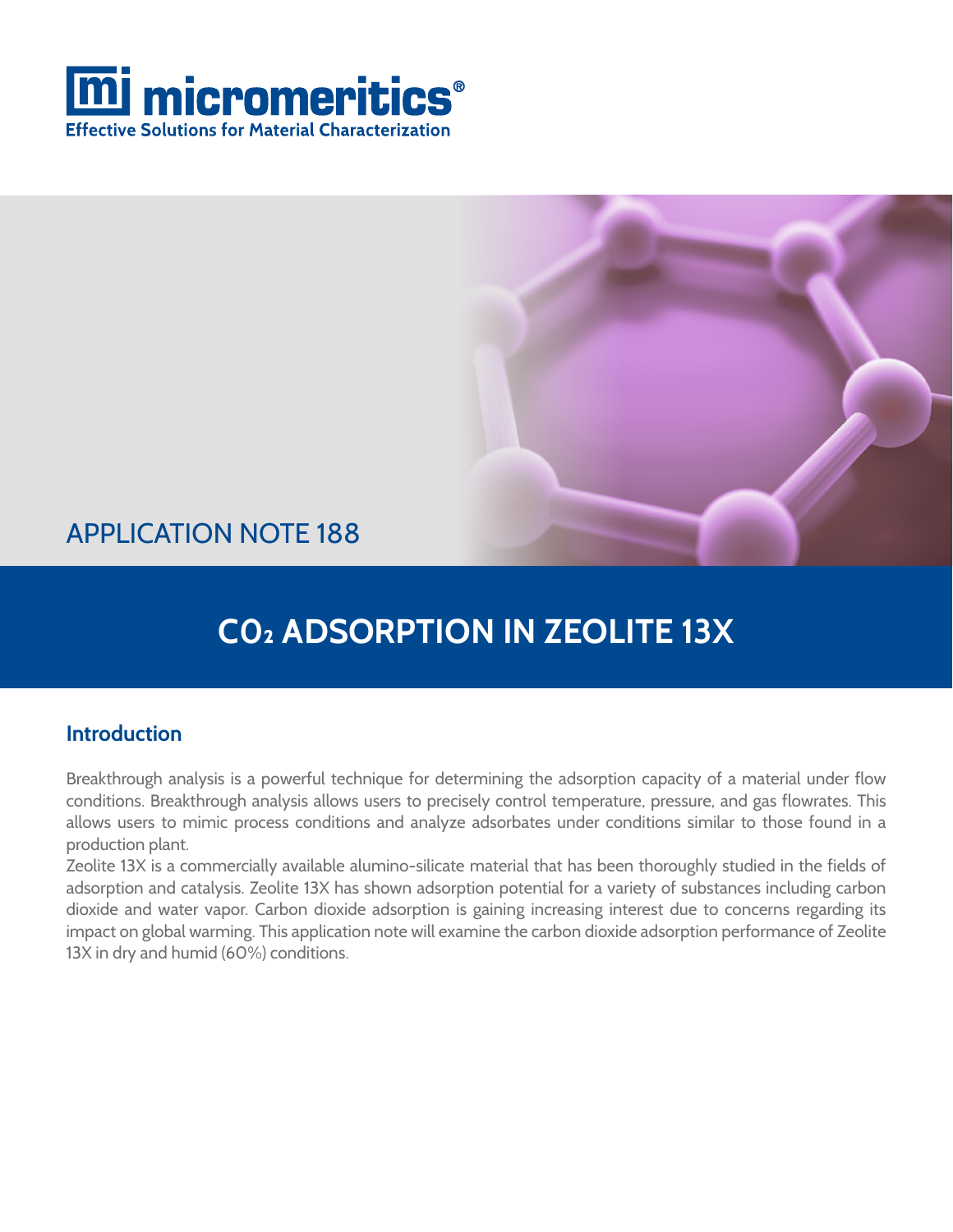micromeritics®
Effective Solutions for Material Characterization

APPLICATION NOTE 188

# $CO_2$ ADSORPTION IN ZEOLITE 13X

## Introduction

Breakthrough analysis is a powerful technique for determining the adsorption capacity of a material under flow conditions. Breakthrough analysis allows users to precisely control temperature, pressure, and gas flowrates. This allows users to mimic process conditions and analyze adsorbates under conditions similar to those found in a production plant.

Zeolite 13X is a commercially available alumino-silicate material that has been thoroughly studied in the fields of adsorption and catalysis. Zeolite 13X has shown adsorption potential for a variety of substances including carbon dioxide and water vapor. Carbon dioxide adsorption is gaining increasing interest due to concerns regarding its impact on global warming. This application note will examine the carbon dioxide adsorption performance of Zeolite 13X in dry and humid (60%) conditions.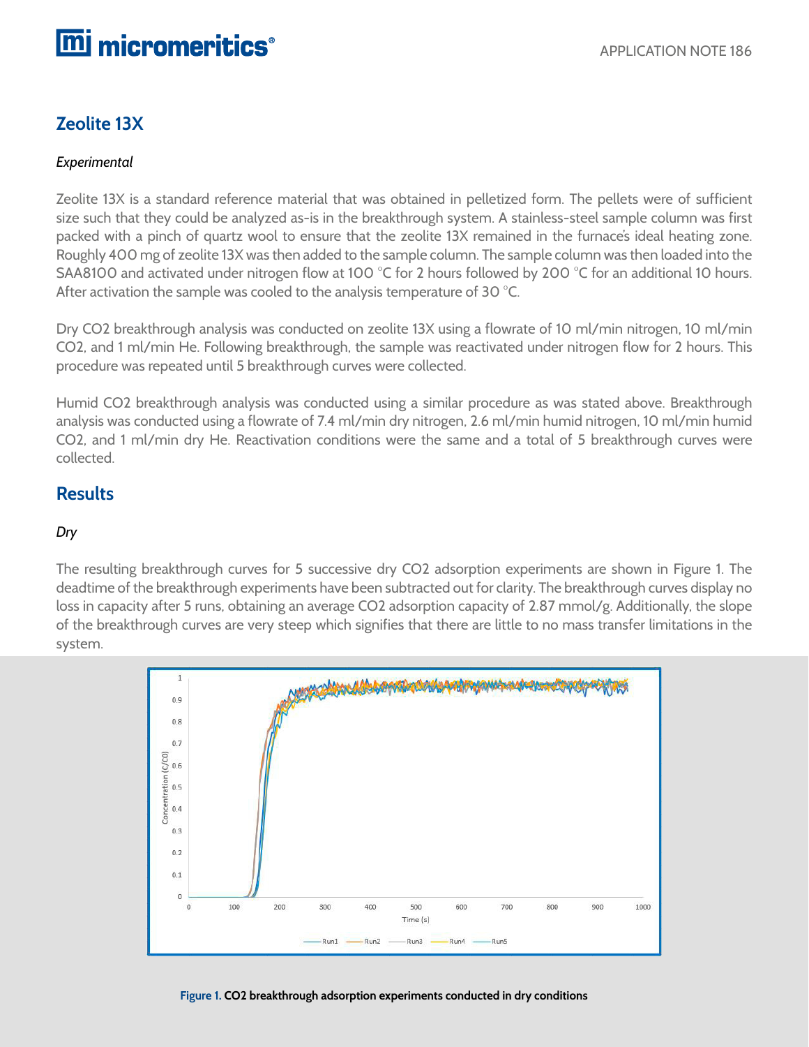## Zeolite 13X

*Experimental*

Zeolite 13X is a standard reference material that was obtained in pelletized form. The pellets were of sufficient size such that they could be analyzed as-is in the breakthrough system. A stainless-steel sample column was first packed with a pinch of quartz wool to ensure that the zeolite 13X remained in the furnace's ideal heating zone. Roughly 400 mg of zeolite 13X was then added to the sample column. The sample column was then loaded into the SAA8100 and activated under nitrogen flow at 100 °C for 2 hours followed by 200 °C for an additional 10 hours. After activation the sample was cooled to the analysis temperature of 30 °C.

Dry $CO_2$ breakthrough analysis was conducted on zeolite 13X using a flowrate of 10 ml/min nitrogen, 10 ml/min $CO_2$, and 1 ml/min He. Following breakthrough, the sample was reactivated under nitrogen flow for 2 hours. This procedure was repeated until 5 breakthrough curves were collected.

Humid $CO_2$ breakthrough analysis was conducted using a similar procedure as was stated above. Breakthrough analysis was conducted using a flowrate of 7.4 ml/min dry nitrogen, 2.6 ml/min humid nitrogen, 10 ml/min humid $CO_2$, and 1 ml/min dry He. Reactivation conditions were the same and a total of 5 breakthrough curves were collected.

## Results

*Dry*

The resulting breakthrough curves for 5 successive dry $CO_2$ adsorption experiments are shown in Figure 1. The deadtime of the breakthrough experiments have been subtracted out for clarity. The breakthrough curves display no loss in capacity after 5 runs, obtaining an average $CO_2$ adsorption capacity of 2.87 mmol/g. Additionally, the slope of the breakthrough curves are very steep which signifies that there are little to no mass transfer limitations in the system.

**Figure 1. $CO_2$ breakthrough adsorption experiments conducted in dry conditions**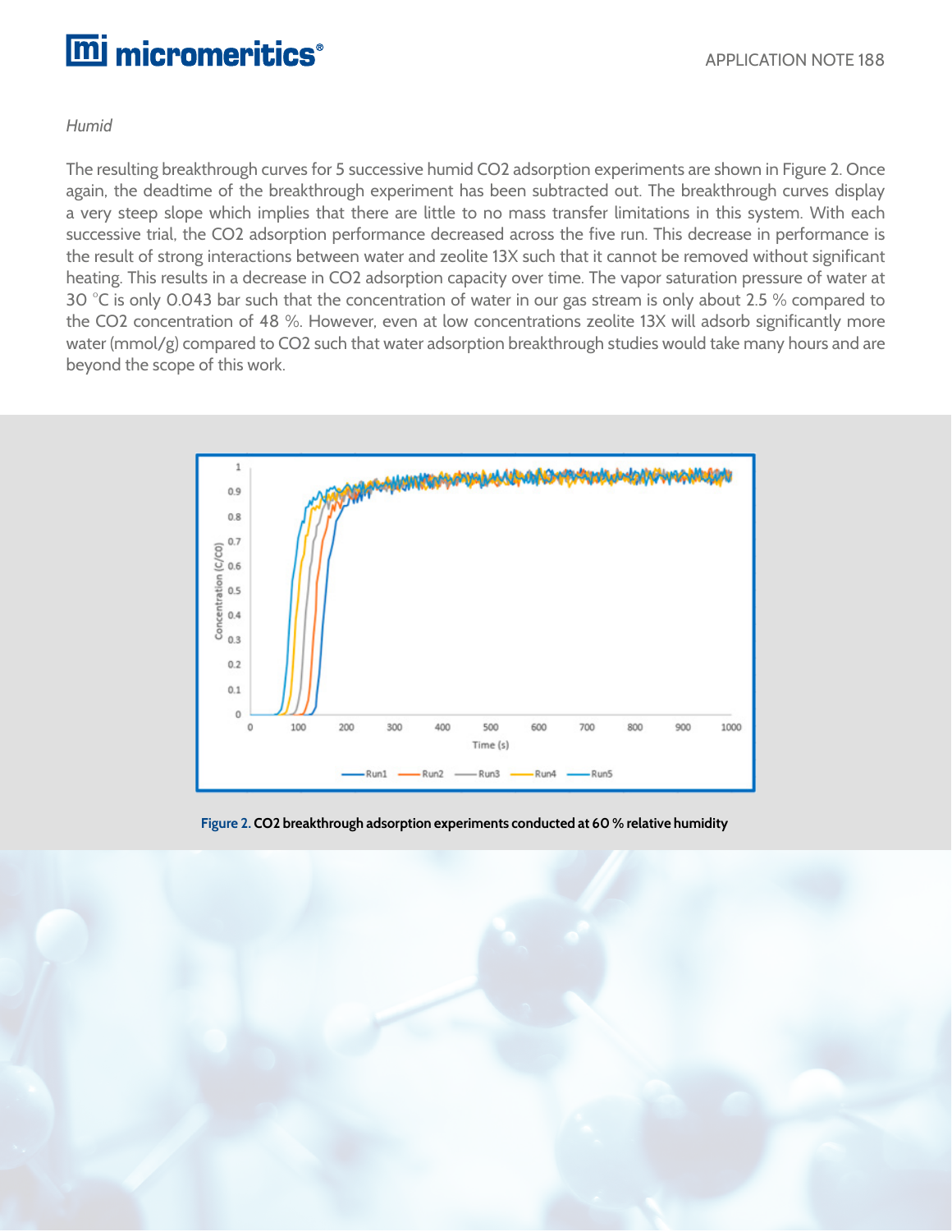*Humid*

The resulting breakthrough curves for 5 successive humid $CO_2$ adsorption experiments are shown in Figure 2. Once again, the deadtime of the breakthrough experiment has been subtracted out. The breakthrough curves display a very steep slope which implies that there are little to no mass transfer limitations in this system. With each successive trial, the $CO_2$ adsorption performance decreased across the five run. This decrease in performance is the result of strong interactions between water and zeolite 13X such that it cannot be removed without significant heating. This results in a decrease in $CO_2$ adsorption capacity over time. The vapor saturation pressure of water at 30 °C is only 0.043 bar such that the concentration of water in our gas stream is only about 2.5 % compared to the $CO_2$ concentration of 48 %. However, even at low concentrations zeolite 13X will adsorb significantly more water (mmol/g) compared to $CO_2$ such that water adsorption breakthrough studies would take many hours and are beyond the scope of this work.

**Figure 2.** $CO_2$ breakthrough adsorption experiments conducted at 60 % relative humidity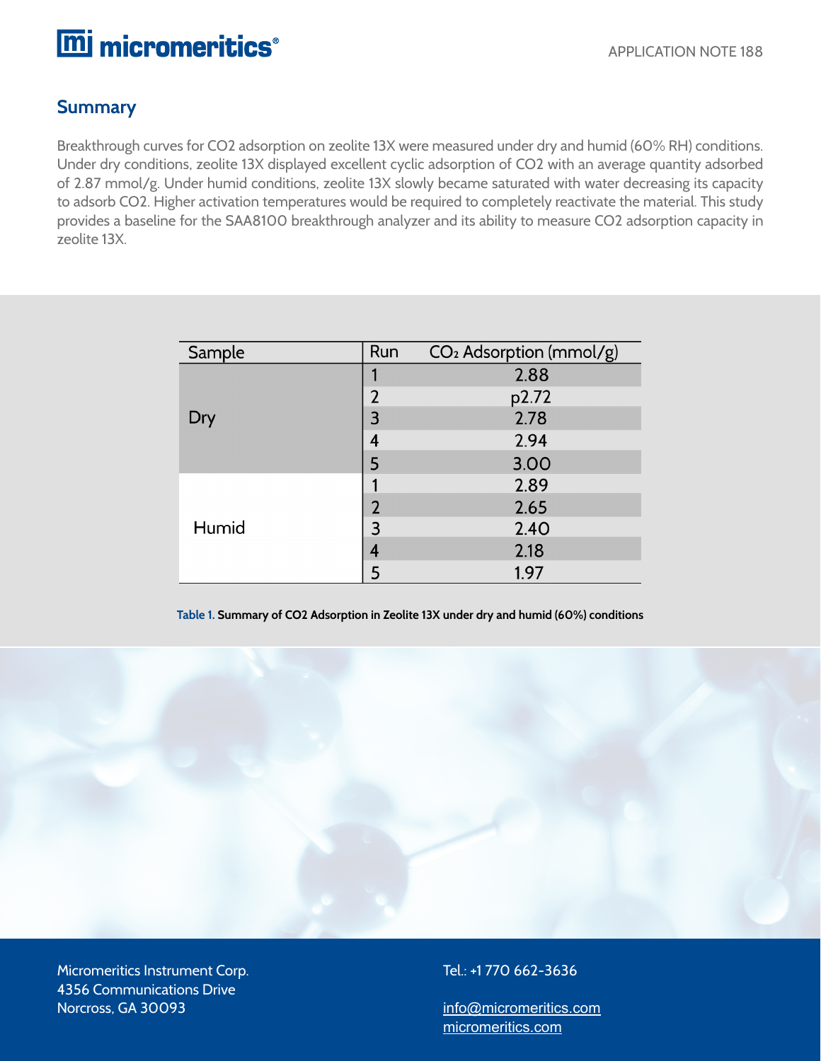## Summary

Breakthrough curves for CO2 adsorption on zeolite 13X were measured under dry and humid (60% RH) conditions. Under dry conditions, zeolite 13X displayed excellent cyclic adsorption of CO2 with an average quantity adsorbed of 2.87 mmol/g. Under humid conditions, zeolite 13X slowly became saturated with water decreasing its capacity to adsorb CO2. Higher activation temperatures would be required to completely reactivate the material. This study provides a baseline for the SAA8100 breakthrough analyzer and its ability to measure CO2 adsorption capacity in zeolite 13X.

| Sample | Run | $CO_2$ Adsorption (mmol/g) |
|---|---|---|
| Dry | 1 | 2.88 |
| | 2 | p2.72 |
| | 3 | 2.78 |
| | 4 | 2.94 |
| | 5 | 3.00 |
| Humid | 1 | 2.89 |
| | 2 | 2.65 |
| | 3 | 2.40 |
| | 4 | 2.18 |
| | 5 | 1.97 |

**Table 1.** Summary of CO2 Adsorption in Zeolite 13X under dry and humid (60%) conditions

Micromeritics Instrument Corp.
4356 Communications Drive
Norcross, GA 30093

Tel.: +1 770 662-3636

info@micromeritics.com
micromeritics.com